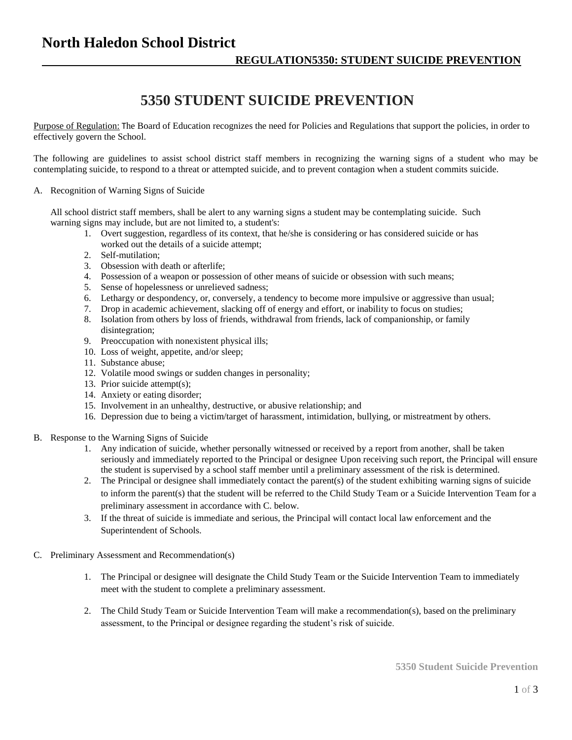# North Haledon School District

**REGULATION5350: STUDENT SUICIDE PREVENTION**

## 5350 STUDENT SUICIDE PREVENTION

Purpose of Regulation: The Board of Education recognizes the need for Policies and Regulations that support the policies, in order to effectively govern the School.

The following are guidelines to assist school district staff members in recognizing the warning signs of a student who may be contemplating suicide, to respond to a threat or attempted suicide, and to prevent contagion when a student commits suicide.

A. Recognition of Warning Signs of Suicide

All school district staff members, shall be alert to any warning signs a student may be contemplating suicide. Such warning signs may include, but are not limited to, a student's:

1. Overt suggestion, regardless of its context, that he/she is considering or has considered suicide or has worked out the details of a suicide attempt;
2. Self-mutilation;
3. Obsession with death or afterlife;
4. Possession of a weapon or possession of other means of suicide or obsession with such means;
5. Sense of hopelessness or unrelieved sadness;
6. Lethargy or despondency, or, conversely, a tendency to become more impulsive or aggressive than usual;
7. Drop in academic achievement, slacking off of energy and effort, or inability to focus on studies;
8. Isolation from others by loss of friends, withdrawal from friends, lack of companionship, or family disintegration;
9. Preoccupation with nonexistent physical ills;
10. Loss of weight, appetite, and/or sleep;
11. Substance abuse;
12. Volatile mood swings or sudden changes in personality;
13. Prior suicide attempt(s);
14. Anxiety or eating disorder;
15. Involvement in an unhealthy, destructive, or abusive relationship; and
16. Depression due to being a victim/target of harassment, intimidation, bullying, or mistreatment by others.

B. Response to the Warning Signs of Suicide

1. Any indication of suicide, whether personally witnessed or received by a report from another, shall be taken seriously and immediately reported to the Principal or designee Upon receiving such report, the Principal will ensure the student is supervised by a school staff member until a preliminary assessment of the risk is determined.
2. The Principal or designee shall immediately contact the parent(s) of the student exhibiting warning signs of suicide to inform the parent(s) that the student will be referred to the Child Study Team or a Suicide Intervention Team for a preliminary assessment in accordance with C. below.
3. If the threat of suicide is immediate and serious, the Principal will contact local law enforcement and the Superintendent of Schools.

C. Preliminary Assessment and Recommendation(s)

1. The Principal or designee will designate the Child Study Team or the Suicide Intervention Team to immediately meet with the student to complete a preliminary assessment.
2. The Child Study Team or Suicide Intervention Team will make a recommendation(s), based on the preliminary assessment, to the Principal or designee regarding the student's risk of suicide.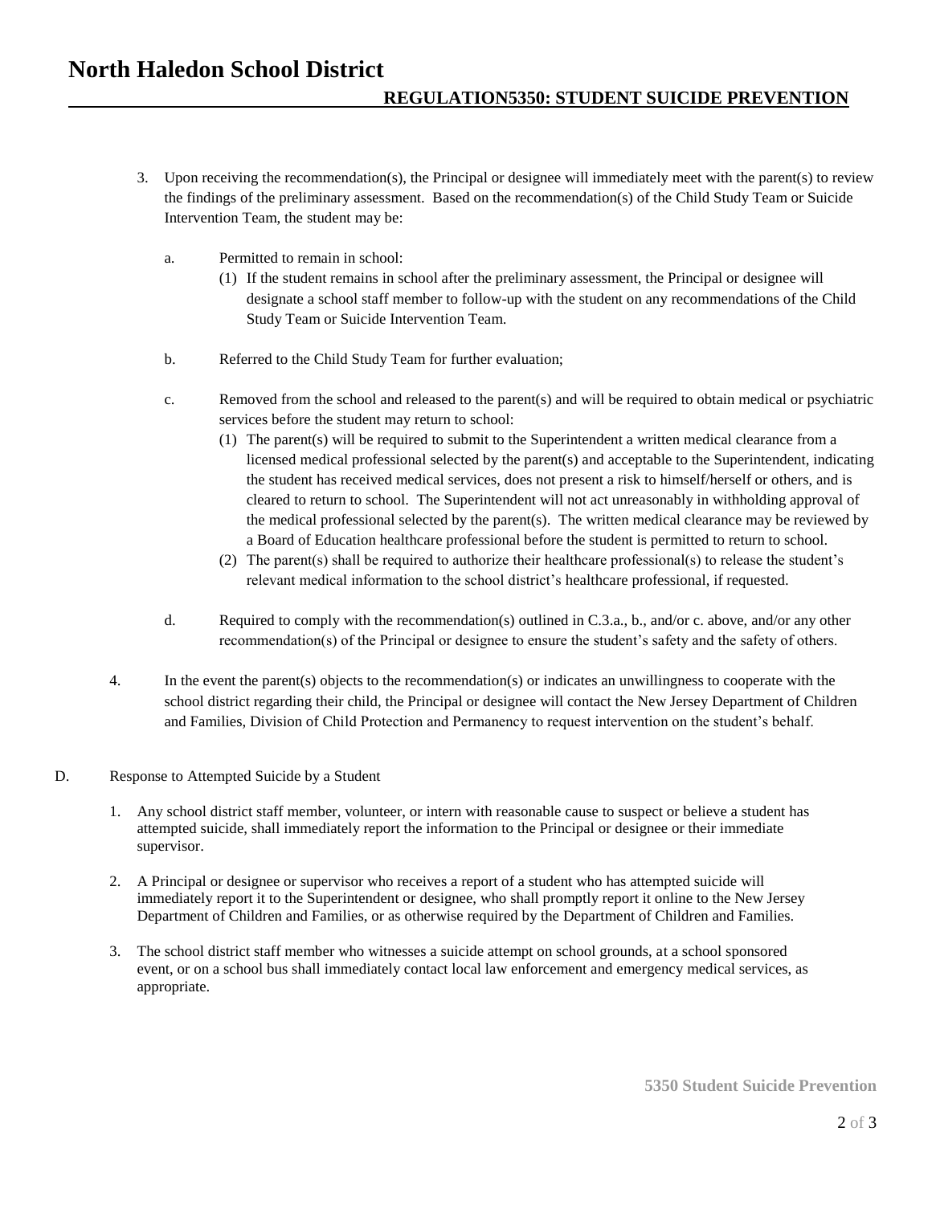3. Upon receiving the recommendation(s), the Principal or designee will immediately meet with the parent(s) to review the findings of the preliminary assessment. Based on the recommendation(s) of the Child Study Team or Suicide Intervention Team, the student may be:

   a. Permitted to remain in school:
      (1) If the student remains in school after the preliminary assessment, the Principal or designee will designate a school staff member to follow-up with the student on any recommendations of the Child Study Team or Suicide Intervention Team.

   b. Referred to the Child Study Team for further evaluation;

   c. Removed from the school and released to the parent(s) and will be required to obtain medical or psychiatric services before the student may return to school:
      (1) The parent(s) will be required to submit to the Superintendent a written medical clearance from a licensed medical professional selected by the parent(s) and acceptable to the Superintendent, indicating the student has received medical services, does not present a risk to himself/herself or others, and is cleared to return to school. The Superintendent will not act unreasonably in withholding approval of the medical professional selected by the parent(s). The written medical clearance may be reviewed by a Board of Education healthcare professional before the student is permitted to return to school.
      (2) The parent(s) shall be required to authorize their healthcare professional(s) to release the student's relevant medical information to the school district's healthcare professional, if requested.

   d. Required to comply with the recommendation(s) outlined in C.3.a., b., and/or c. above, and/or any other recommendation(s) of the Principal or designee to ensure the student's safety and the safety of others.

4. In the event the parent(s) objects to the recommendation(s) or indicates an unwillingness to cooperate with the school district regarding their child, the Principal or designee will contact the New Jersey Department of Children and Families, Division of Child Protection and Permanency to request intervention on the student's behalf.

D. Response to Attempted Suicide by a Student

1. Any school district staff member, volunteer, or intern with reasonable cause to suspect or believe a student has attempted suicide, shall immediately report the information to the Principal or designee or their immediate supervisor.

2. A Principal or designee or supervisor who receives a report of a student who has attempted suicide will immediately report it to the Superintendent or designee, who shall promptly report it online to the New Jersey Department of Children and Families, or as otherwise required by the Department of Children and Families.

3. The school district staff member who witnesses a suicide attempt on school grounds, at a school sponsored event, or on a school bus shall immediately contact local law enforcement and emergency medical services, as appropriate.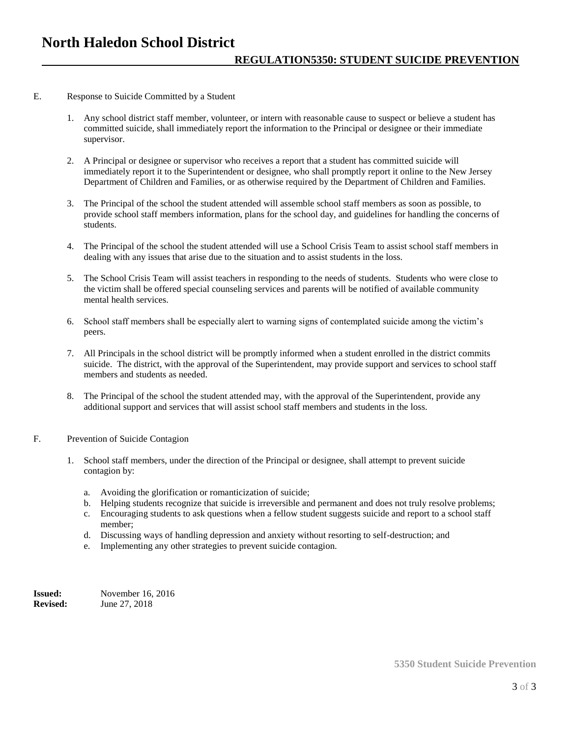E. Response to Suicide Committed by a Student

1. Any school district staff member, volunteer, or intern with reasonable cause to suspect or believe a student has committed suicide, shall immediately report the information to the Principal or designee or their immediate supervisor.

2. A Principal or designee or supervisor who receives a report that a student has committed suicide will immediately report it to the Superintendent or designee, who shall promptly report it online to the New Jersey Department of Children and Families, or as otherwise required by the Department of Children and Families.

3. The Principal of the school the student attended will assemble school staff members as soon as possible, to provide school staff members information, plans for the school day, and guidelines for handling the concerns of students.

4. The Principal of the school the student attended will use a School Crisis Team to assist school staff members in dealing with any issues that arise due to the situation and to assist students in the loss.

5. The School Crisis Team will assist teachers in responding to the needs of students. Students who were close to the victim shall be offered special counseling services and parents will be notified of available community mental health services.

6. School staff members shall be especially alert to warning signs of contemplated suicide among the victim's peers.

7. All Principals in the school district will be promptly informed when a student enrolled in the district commits suicide. The district, with the approval of the Superintendent, may provide support and services to school staff members and students as needed.

8. The Principal of the school the student attended may, with the approval of the Superintendent, provide any additional support and services that will assist school staff members and students in the loss.

F. Prevention of Suicide Contagion

1. School staff members, under the direction of the Principal or designee, shall attempt to prevent suicide contagion by:

   a. Avoiding the glorification or romanticization of suicide;
   b. Helping students recognize that suicide is irreversible and permanent and does not truly resolve problems;
   c. Encouraging students to ask questions when a fellow student suggests suicide and report to a school staff member;
   d. Discussing ways of handling depression and anxiety without resorting to self-destruction; and
   e. Implementing any other strategies to prevent suicide contagion.

**Issued:** November 16, 2016
**Revised:** June 27, 2018